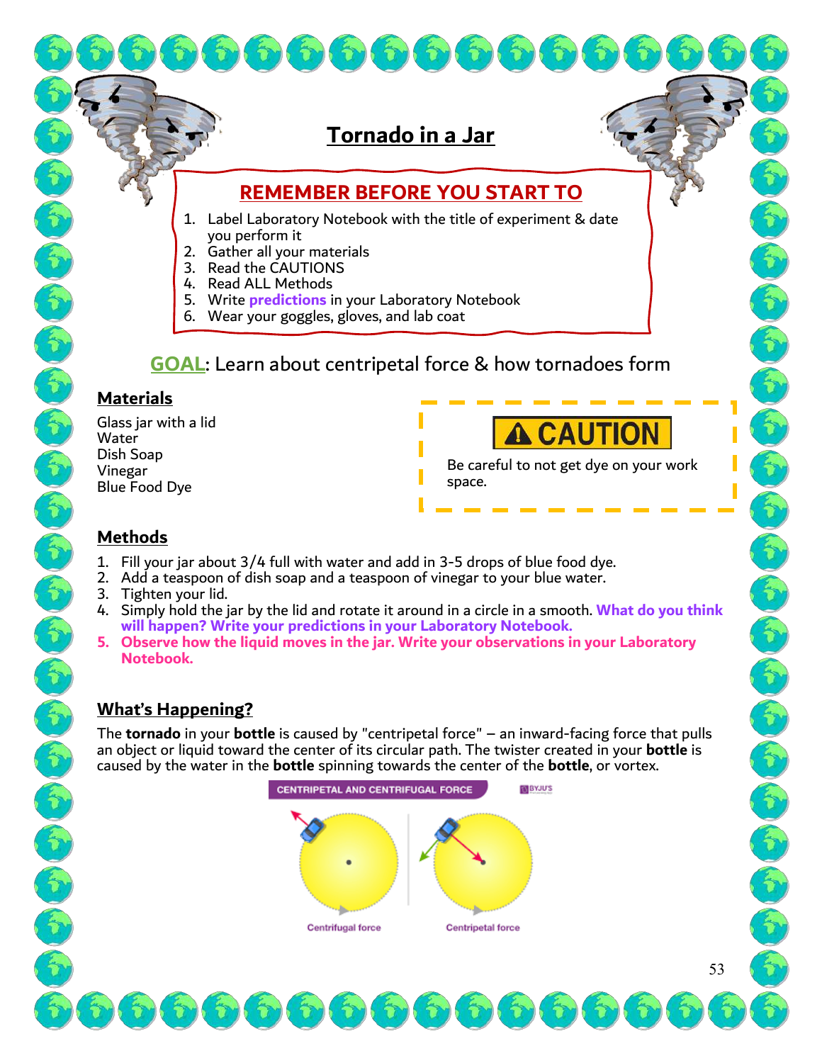# Tornado in a Jar

## REMEMBER BEFORE YOU START TO

1. Label Laboratory Notebook with the title of experiment & date you perform it
2. Gather all your materials
3. Read the CAUTIONS
4. Read ALL Methods
5. Write **predictions** in your Laboratory Notebook
6. Wear your goggles, gloves, and lab coat

**GOAL**: Learn about centripetal force & how tornadoes form

## Materials

Glass jar with a lid
Water
Dish Soap
Vinegar
Blue Food Dye

**⚠ CAUTION**

Be careful to not get dye on your work space.

## Methods

1. Fill your jar about 3/4 full with water and add in 3-5 drops of blue food dye.
2. Add a teaspoon of dish soap and a teaspoon of vinegar to your blue water.
3. Tighten your lid.
4. Simply hold the jar by the lid and rotate it around in a circle in a smooth. **What do you think will happen? Write your predictions in your Laboratory Notebook.**
5. **Observe how the liquid moves in the jar. Write your observations in your Laboratory Notebook.**

## What's Happening?

The **tornado** in your **bottle** is caused by "centripetal force" – an inward-facing force that pulls an object or liquid toward the center of its circular path. The twister created in your **bottle** is caused by the water in the **bottle** spinning towards the center of the **bottle**, or vortex.

CENTRIPETAL AND CENTRIFUGAL FORCE

Centrifugal force    Centripetal force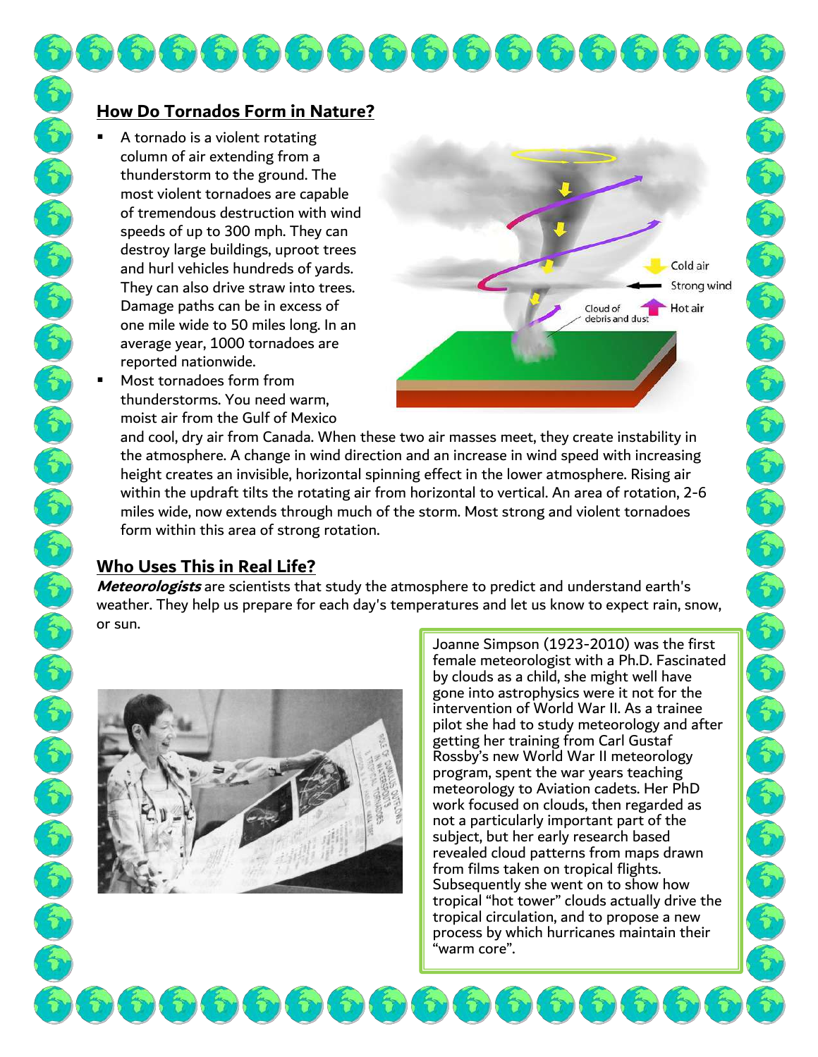## How Do Tornados Form in Nature?

- A tornado is a violent rotating column of air extending from a thunderstorm to the ground. The most violent tornadoes are capable of tremendous destruction with wind speeds of up to 300 mph. They can destroy large buildings, uproot trees and hurl vehicles hundreds of yards. They can also drive straw into trees. Damage paths can be in excess of one mile wide to 50 miles long. In an average year, 1000 tornadoes are reported nationwide.
- Most tornadoes form from thunderstorms. You need warm, moist air from the Gulf of Mexico and cool, dry air from Canada. When these two air masses meet, they create instability in the atmosphere. A change in wind direction and an increase in wind speed with increasing height creates an invisible, horizontal spinning effect in the lower atmosphere. Rising air within the updraft tilts the rotating air from horizontal to vertical. An area of rotation, 2-6 miles wide, now extends through much of the storm. Most strong and violent tornadoes form within this area of strong rotation.

Cold air
Strong wind
Hot air
Cloud of debris and dust

## Who Uses This in Real Life?

***Meteorologists*** are scientists that study the atmosphere to predict and understand earth's weather. They help us prepare for each day's temperatures and let us know to expect rain, snow, or sun.

Joanne Simpson (1923-2010) was the first female meteorologist with a Ph.D. Fascinated by clouds as a child, she might well have gone into astrophysics were it not for the intervention of World War II. As a trainee pilot she had to study meteorology and after getting her training from Carl Gustaf Rossby's new World War II meteorology program, spent the war years teaching meteorology to Aviation cadets. Her PhD work focused on clouds, then regarded as not a particularly important part of the subject, but her early research based revealed cloud patterns from maps drawn from films taken on tropical flights. Subsequently she went on to show how tropical "hot tower" clouds actually drive the tropical circulation, and to propose a new process by which hurricanes maintain their "warm core".